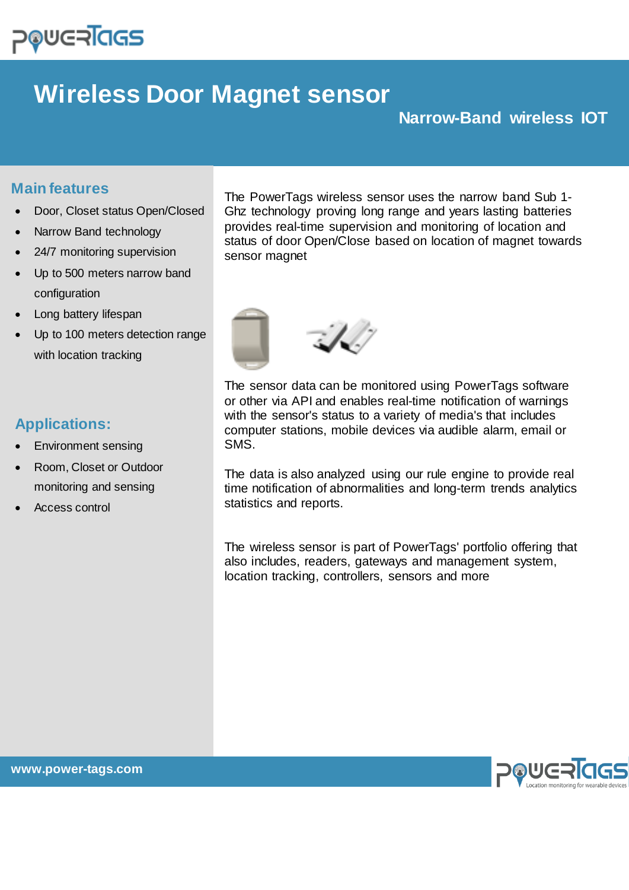# Wireless Door Magnet sensor

## Narrow-Band wireless IOT

### Main features

- Door, Closet status Open/Closed
- Narrow Band technology
- 24/7 monitoring supervision
- Up to 500 meters narrow band configuration
- Long battery lifespan
- Up to 100 meters detection range with location tracking

### Applications:

- Environment sensing
- Room, Closet or Outdoor monitoring and sensing
- Access control

The PowerTags wireless sensor uses the narrow band Sub 1-Ghz technology proving long range and years lasting batteries provides real-time supervision and monitoring of location and status of door Open/Close based on location of magnet towards sensor magnet

The sensor data can be monitored using PowerTags software or other via API and enables real-time notification of warnings with the sensor's status to a variety of media's that includes computer stations, mobile devices via audible alarm, email or SMS.

The data is also analyzed using our rule engine to provide real time notification of abnormalities and long-term trends analytics statistics and reports.

The wireless sensor is part of PowerTags' portfolio offering that also includes, readers, gateways and management system, location tracking, controllers, sensors and more

www.power-tags.com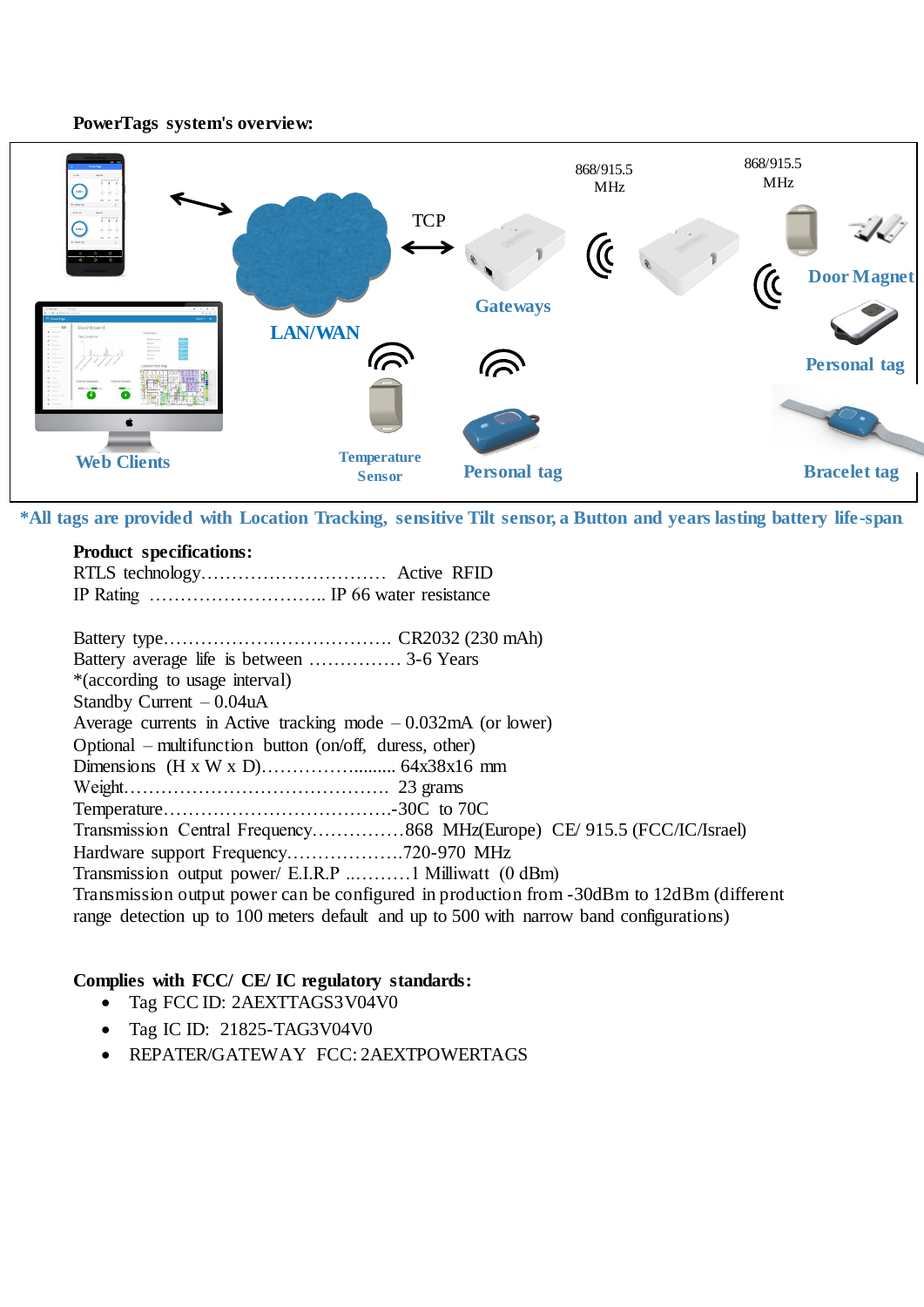**PowerTags system's overview:**

Web Clients

LAN/WAN

TCP

Gateways

868/915.5 MHz

868/915.5 MHz

Door Magnet

Personal tag

Temperature Sensor

Personal tag

Bracelet tag

*All tags are provided with Location Tracking, sensitive Tilt sensor, a Button and years lasting battery life-span

**Product specifications:**

RTLS technology………………………… Active RFID
IP Rating ……………………….. IP 66 water resistance

Battery type………………………………. CR2032 (230 mAh)
Battery average life is between …………… 3-6 Years
*(according to usage interval)
Standby Current – 0.04uA
Average currents in Active tracking mode – 0.032mA (or lower)
Optional – multifunction button (on/off, duress, other)
Dimensions (H x W x D)………….......... 64x38x16 mm
Weight…………………………………… 23 grams
Temperature……………………………….-30C to 70C
Transmission Central Frequency……………868 MHz(Europe) CE/ 915.5 (FCC/IC/Israel)
Hardware support Frequency……………….720-970 MHz
Transmission output power/ E.I.R.P ...………1 Milliwatt (0 dBm)
Transmission output power can be configured in production from -30dBm to 12dBm (different range detection up to 100 meters default and up to 500 with narrow band configurations)

**Complies with FCC/ CE/ IC regulatory standards:**

- Tag FCC ID: 2AEXTTAGS3V04V0
- Tag IC ID: 21825-TAG3V04V0
- REPATER/GATEWAY FCC: 2AEXTPOWERTAGS